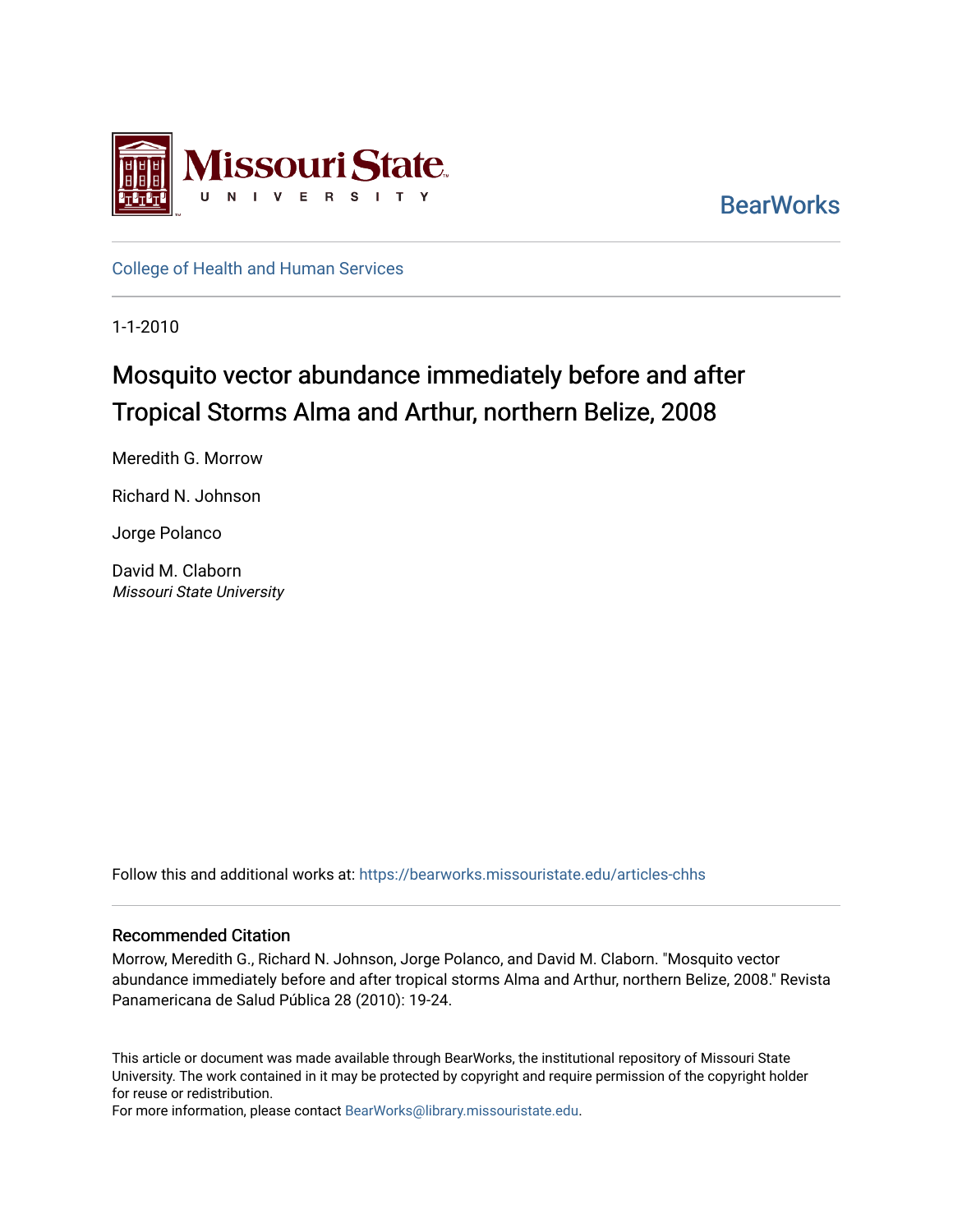BearWorks

College of Health and Human Services

1-1-2010

# Mosquito vector abundance immediately before and after Tropical Storms Alma and Arthur, northern Belize, 2008

Meredith G. Morrow

Richard N. Johnson

Jorge Polanco

David M. Claborn
*Missouri State University*

Follow this and additional works at: https://bearworks.missouristate.edu/articles-chhs

## Recommended Citation

Morrow, Meredith G., Richard N. Johnson, Jorge Polanco, and David M. Claborn. "Mosquito vector abundance immediately before and after tropical storms Alma and Arthur, northern Belize, 2008." Revista Panamericana de Salud Pública 28 (2010): 19-24.

This article or document was made available through BearWorks, the institutional repository of Missouri State University. The work contained in it may be protected by copyright and require permission of the copyright holder for reuse or redistribution.
For more information, please contact BearWorks@library.missouristate.edu.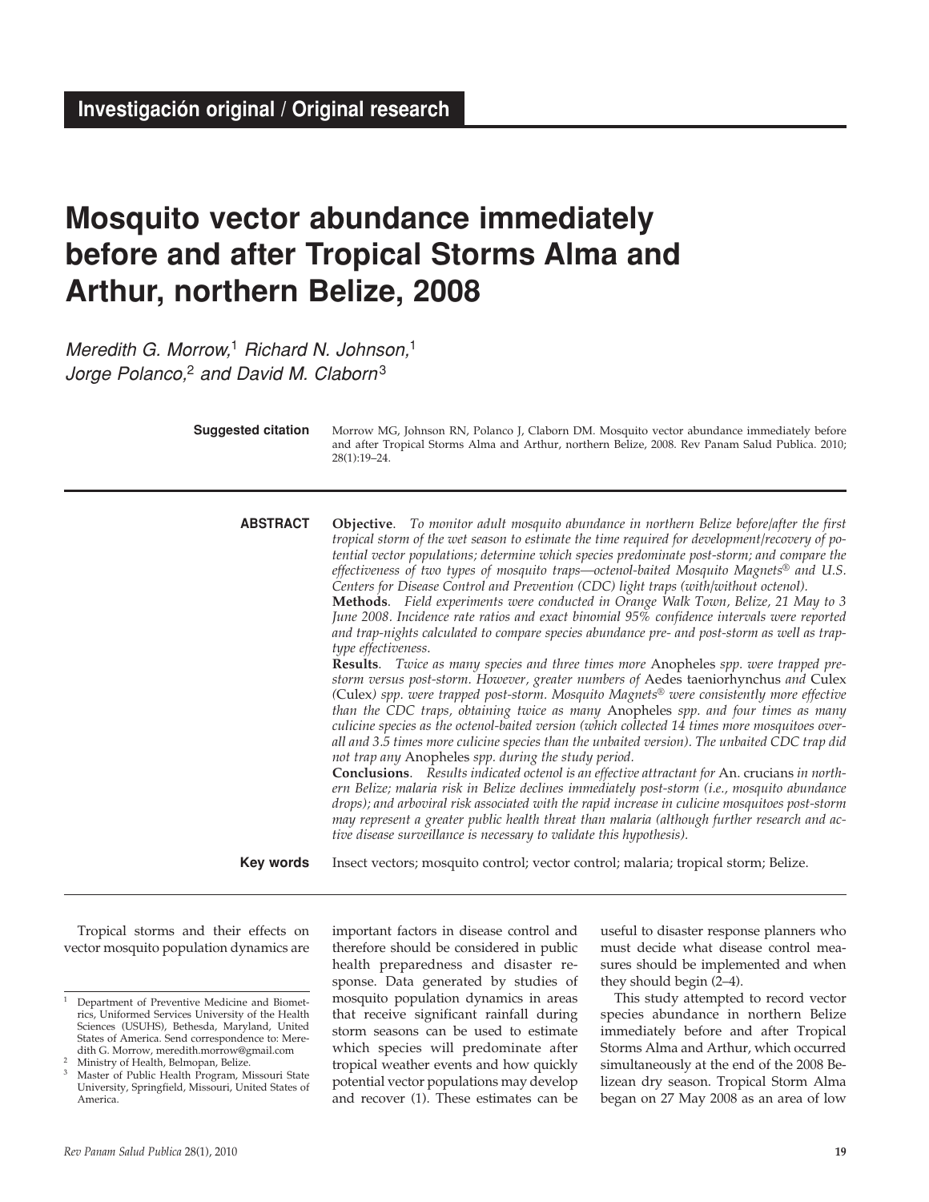Investigación original / Original research

# Mosquito vector abundance immediately before and after Tropical Storms Alma and Arthur, northern Belize, 2008

*Meredith G. Morrow,*[1] *Richard N. Johnson,*[1] *Jorge Polanco,*[2] *and David M. Claborn*[3]

**Suggested citation** Morrow MG, Johnson RN, Polanco J, Claborn DM. Mosquito vector abundance immediately before and after Tropical Storms Alma and Arthur, northern Belize, 2008. Rev Panam Salud Publica. 2010; 28(1):19–24.

**ABSTRACT**

**Objective**. *To monitor adult mosquito abundance in northern Belize before/after the first tropical storm of the wet season to estimate the time required for development/recovery of potential vector populations; determine which species predominate post-storm; and compare the effectiveness of two types of mosquito traps—octenol-baited Mosquito Magnets® and U.S. Centers for Disease Control and Prevention (CDC) light traps (with/without octenol).*

**Methods**. *Field experiments were conducted in Orange Walk Town, Belize, 21 May to 3 June 2008. Incidence rate ratios and exact binomial 95% confidence intervals were reported and trap-nights calculated to compare species abundance pre- and post-storm as well as trap-type effectiveness.*

**Results**. *Twice as many species and three times more* Anopheles *spp. were trapped pre-storm versus post-storm. However, greater numbers of* Aedes taeniorhynchus *and* Culex *(*Culex*) spp. were trapped post-storm. Mosquito Magnets® were consistently more effective than the CDC traps, obtaining twice as many* Anopheles *spp. and four times as many culicine species as the octenol-baited version (which collected 14 times more mosquitoes overall and 3.5 times more culicine species than the unbaited version). The unbaited CDC trap did not trap any* Anopheles *spp. during the study period.*

**Conclusions**. *Results indicated octenol is an effective attractant for* An. crucians *in northern Belize; malaria risk in Belize declines immediately post-storm (i.e., mosquito abundance drops); and arboviral risk associated with the rapid increase in culicine mosquitoes post-storm may represent a greater public health threat than malaria (although further research and active disease surveillance is necessary to validate this hypothesis).*

**Key words** Insect vectors; mosquito control; vector control; malaria; tropical storm; Belize.

Tropical storms and their effects on vector mosquito population dynamics are important factors in disease control and therefore should be considered in public health preparedness and disaster response. Data generated by studies of mosquito population dynamics in areas that receive significant rainfall during storm seasons can be used to estimate which species will predominate after tropical weather events and how quickly potential vector populations may develop and recover (1). These estimates can be useful to disaster response planners who must decide what disease control measures should be implemented and when they should begin (2–4).

This study attempted to record vector species abundance in northern Belize immediately before and after Tropical Storms Alma and Arthur, which occurred simultaneously at the end of the 2008 Belizean dry season. Tropical Storm Alma began on 27 May 2008 as an area of low

[1] Department of Preventive Medicine and Biometrics, Uniformed Services University of the Health Sciences (USUHS), Bethesda, Maryland, United States of America. Send correspondence to: Meredith G. Morrow, meredith.morrow@gmail.com

[2] Ministry of Health, Belmopan, Belize.

[3] Master of Public Health Program, Missouri State University, Springfield, Missouri, United States of America.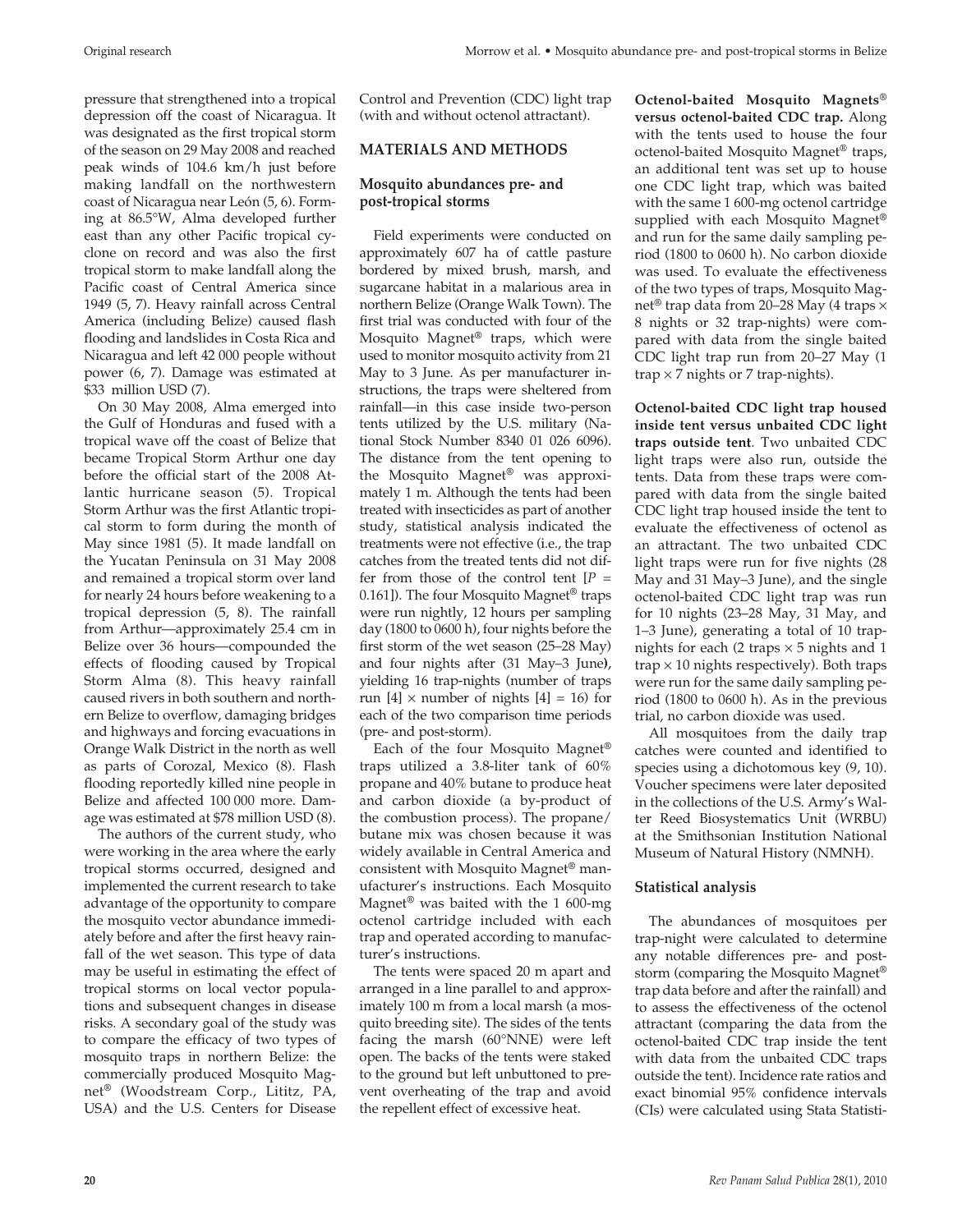pressure that strengthened into a tropical depression off the coast of Nicaragua. It was designated as the first tropical storm of the season on 29 May 2008 and reached peak winds of 104.6 km/h just before making landfall on the northwestern coast of Nicaragua near León (5, 6). Forming at 86.5°W, Alma developed further east than any other Pacific tropical cyclone on record and was also the first tropical storm to make landfall along the Pacific coast of Central America since 1949 (5, 7). Heavy rainfall across Central America (including Belize) caused flash flooding and landslides in Costa Rica and Nicaragua and left 42 000 people without power (6, 7). Damage was estimated at $33 million USD (7).

On 30 May 2008, Alma emerged into the Gulf of Honduras and fused with a tropical wave off the coast of Belize that became Tropical Storm Arthur one day before the official start of the 2008 Atlantic hurricane season (5). Tropical Storm Arthur was the first Atlantic tropical storm to form during the month of May since 1981 (5). It made landfall on the Yucatan Peninsula on 31 May 2008 and remained a tropical storm over land for nearly 24 hours before weakening to a tropical depression (5, 8). The rainfall from Arthur—approximately 25.4 cm in Belize over 36 hours—compounded the effects of flooding caused by Tropical Storm Alma (8). This heavy rainfall caused rivers in both southern and northern Belize to overflow, damaging bridges and highways and forcing evacuations in Orange Walk District in the north as well as parts of Corozal, Mexico (8). Flash flooding reportedly killed nine people in Belize and affected 100 000 more. Damage was estimated at $78 million USD (8).

The authors of the current study, who were working in the area where the early tropical storms occurred, designed and implemented the current research to take advantage of the opportunity to compare the mosquito vector abundance immediately before and after the first heavy rainfall of the wet season. This type of data may be useful in estimating the effect of tropical storms on local vector populations and subsequent changes in disease risks. A secondary goal of the study was to compare the efficacy of two types of mosquito traps in northern Belize: the commercially produced Mosquito Magnet® (Woodstream Corp., Lititz, PA, USA) and the U.S. Centers for Disease Control and Prevention (CDC) light trap (with and without octenol attractant).

## MATERIALS AND METHODS

### Mosquito abundances pre- and post-tropical storms

Field experiments were conducted on approximately 607 ha of cattle pasture bordered by mixed brush, marsh, and sugarcane habitat in a malarious area in northern Belize (Orange Walk Town). The first trial was conducted with four of the Mosquito Magnet® traps, which were used to monitor mosquito activity from 21 May to 3 June. As per manufacturer instructions, the traps were sheltered from rainfall—in this case inside two-person tents utilized by the U.S. military (National Stock Number 8340 01 026 6096). The distance from the tent opening to the Mosquito Magnet® was approximately 1 m. Although the tents had been treated with insecticides as part of another study, statistical analysis indicated the treatments were not effective (i.e., the trap catches from the treated tents did not differ from those of the control tent [$P$ = 0.161]). The four Mosquito Magnet® traps were run nightly, 12 hours per sampling day (1800 to 0600 h), four nights before the first storm of the wet season (25–28 May) and four nights after (31 May–3 June), yielding 16 trap-nights (number of traps run [4] × number of nights [4] = 16) for each of the two comparison time periods (pre- and post-storm).

Each of the four Mosquito Magnet® traps utilized a 3.8-liter tank of 60% propane and 40% butane to produce heat and carbon dioxide (a by-product of the combustion process). The propane/butane mix was chosen because it was widely available in Central America and consistent with Mosquito Magnet® manufacturer's instructions. Each Mosquito Magnet® was baited with the 1 600-mg octenol cartridge included with each trap and operated according to manufacturer's instructions.

The tents were spaced 20 m apart and arranged in a line parallel to and approximately 100 m from a local marsh (a mosquito breeding site). The sides of the tents facing the marsh (60°NNE) were left open. The backs of the tents were staked to the ground but left unbuttoned to prevent overheating of the trap and avoid the repellent effect of excessive heat.

**Octenol-baited Mosquito Magnets® versus octenol-baited CDC trap.** Along with the tents used to house the four octenol-baited Mosquito Magnet® traps, an additional tent was set up to house one CDC light trap, which was baited with the same 1 600-mg octenol cartridge supplied with each Mosquito Magnet® and run for the same daily sampling period (1800 to 0600 h). No carbon dioxide was used. To evaluate the effectiveness of the two types of traps, Mosquito Magnet® trap data from 20–28 May (4 traps × 8 nights or 32 trap-nights) were compared with data from the single baited CDC light trap run from 20–27 May (1 trap × 7 nights or 7 trap-nights).

**Octenol-baited CDC light trap housed inside tent versus unbaited CDC light traps outside tent**. Two unbaited CDC light traps were also run, outside the tents. Data from these traps were compared with data from the single baited CDC light trap housed inside the tent to evaluate the effectiveness of octenol as an attractant. The two unbaited CDC light traps were run for five nights (28 May and 31 May–3 June), and the single octenol-baited CDC light trap was run for 10 nights (23–28 May, 31 May, and 1–3 June), generating a total of 10 trap-nights for each (2 traps × 5 nights and 1 trap × 10 nights respectively). Both traps were run for the same daily sampling period (1800 to 0600 h). As in the previous trial, no carbon dioxide was used.

All mosquitoes from the daily trap catches were counted and identified to species using a dichotomous key (9, 10). Voucher specimens were later deposited in the collections of the U.S. Army's Walter Reed Biosystematics Unit (WRBU) at the Smithsonian Institution National Museum of Natural History (NMNH).

### Statistical analysis

The abundances of mosquitoes per trap-night were calculated to determine any notable differences pre- and post-storm (comparing the Mosquito Magnet® trap data before and after the rainfall) and to assess the effectiveness of the octenol attractant (comparing the data from the octenol-baited CDC trap inside the tent with data from the unbaited CDC traps outside the tent). Incidence rate ratios and exact binomial 95% confidence intervals (CIs) were calculated using Stata Statisti-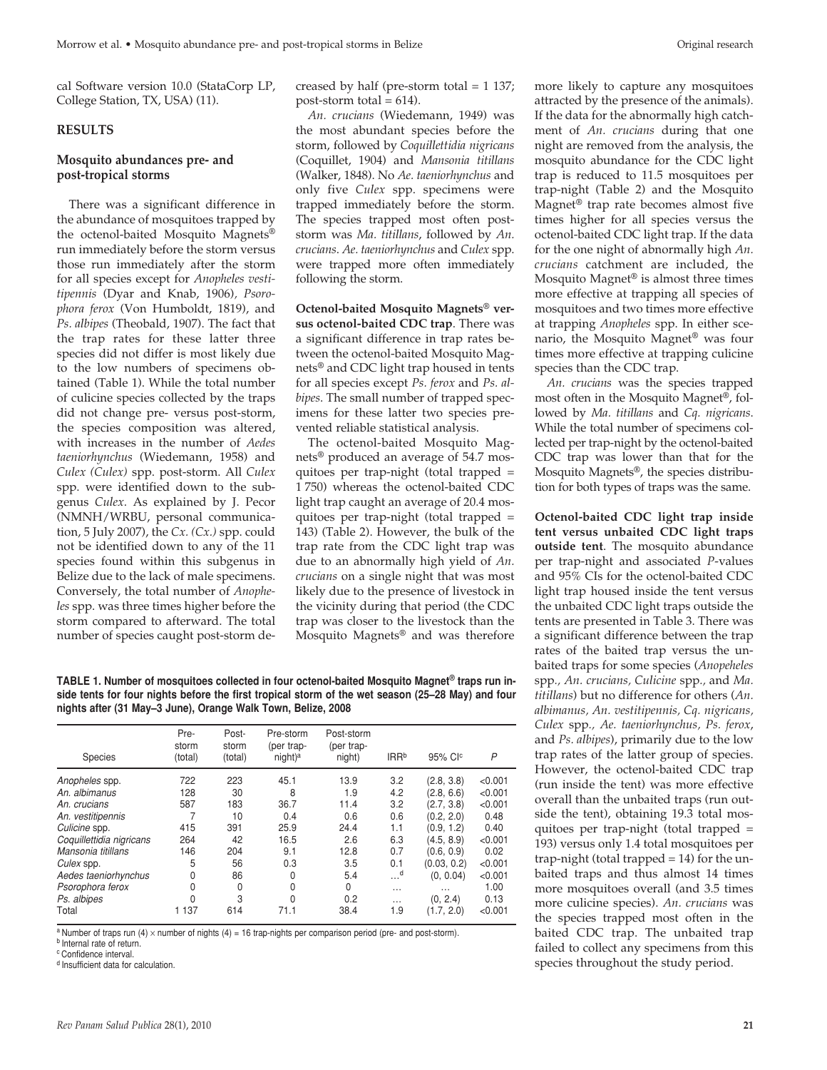cal Software version 10.0 (StataCorp LP, College Station, TX, USA) (11).

## RESULTS

### Mosquito abundances pre- and post-tropical storms

There was a significant difference in the abundance of mosquitoes trapped by the octenol-baited Mosquito Magnets® run immediately before the storm versus those run immediately after the storm for all species except for *Anopheles vestitipennis* (Dyar and Knab, 1906), *Psorophora ferox* (Von Humboldt, 1819), and *Ps. albipes* (Theobald, 1907). The fact that the trap rates for these latter three species did not differ is most likely due to the low numbers of specimens obtained (Table 1). While the total number of culicine species collected by the traps did not change pre- versus post-storm, the species composition was altered, with increases in the number of *Aedes taeniorhynchus* (Wiedemann, 1958) and *Culex (Culex)* spp. post-storm. All *Culex* spp. were identified down to the subgenus *Culex*. As explained by J. Pecor (NMNH/WRBU, personal communication, 5 July 2007), the *Cx. (Cx.)* spp. could not be identified down to any of the 11 species found within this subgenus in Belize due to the lack of male specimens. Conversely, the total number of *Anopheles* spp. was three times higher before the storm compared to afterward. The total number of species caught post-storm decreased by half (pre-storm total = 1 137; post-storm total = 614).

*An. crucians* (Wiedemann, 1949) was the most abundant species before the storm, followed by *Coquillettidia nigricans* (Coquillet, 1904) and *Mansonia titillans* (Walker, 1848). No *Ae. taeniorhynchus* and only five *Culex* spp. specimens were trapped immediately before the storm. The species trapped most often post-storm was *Ma. titillans*, followed by *An. crucians*. *Ae. taeniorhynchus* and *Culex* spp. were trapped more often immediately following the storm.

**Octenol-baited Mosquito Magnets® versus octenol-baited CDC trap**. There was a significant difference in trap rates between the octenol-baited Mosquito Magnets® and CDC light trap housed in tents for all species except *Ps. ferox* and *Ps. albipes*. The small number of trapped specimens for these latter two species prevented reliable statistical analysis.

The octenol-baited Mosquito Magnets® produced an average of 54.7 mosquitoes per trap-night (total trapped = 1 750) whereas the octenol-baited CDC light trap caught an average of 20.4 mosquitoes per trap-night (total trapped = 143) (Table 2). However, the bulk of the trap rate from the CDC light trap was due to an abnormally high yield of *An. crucians* on a single night that was most likely due to the presence of livestock in the vicinity during that period (the CDC trap was closer to the livestock than the Mosquito Magnets® and was therefore more likely to capture any mosquitoes attracted by the presence of the animals). If the data for the abnormally high catchment of *An. crucians* during that one night are removed from the analysis, the mosquito abundance for the CDC light trap is reduced to 11.5 mosquitoes per trap-night (Table 2) and the Mosquito Magnet® trap rate becomes almost five times higher for all species versus the octenol-baited CDC light trap. If the data for the one night of abnormally high *An. crucians* catchment are included, the Mosquito Magnet® is almost three times more effective at trapping all species of mosquitoes and two times more effective at trapping *Anopheles* spp. In either scenario, the Mosquito Magnet® was four times more effective at trapping culicine species than the CDC trap.

*An. crucians* was the species trapped most often in the Mosquito Magnet®, followed by *Ma. titillans* and *Cq. nigricans*. While the total number of specimens collected per trap-night by the octenol-baited CDC trap was lower than that for the Mosquito Magnets®, the species distribution for both types of traps was the same.

**Octenol-baited CDC light trap inside tent versus unbaited CDC light traps outside tent**. The mosquito abundance per trap-night and associated *P*-values and 95% CIs for the octenol-baited CDC light trap housed inside the tent versus the unbaited CDC light traps outside the tents are presented in Table 3. There was a significant difference between the trap rates of the baited trap versus the unbaited traps for some species (*Anopeheles* spp., *An. crucians*, *Culicine* spp., and *Ma. titillans*) but no difference for others (*An. albimanus*, *An. vestitipennis*, *Cq. nigricans*, *Culex* spp., *Ae. taeniorhynchus*, *Ps. ferox*, and *Ps. albipes*), primarily due to the low trap rates of the latter group of species. However, the octenol-baited CDC trap (run inside the tent) was more effective overall than the unbaited traps (run outside the tent), obtaining 19.3 total mosquitoes per trap-night (total trapped = 193) versus only 1.4 total mosquitoes per trap-night (total trapped = 14) for the unbaited traps and thus almost 14 times more mosquitoes overall (and 3.5 times more culicine species). *An. crucians* was the species trapped most often in the baited CDC trap. The unbaited trap failed to collect any specimens from this species throughout the study period.

**TABLE 1. Number of mosquitoes collected in four octenol-baited Mosquito Magnet® traps run inside tents for four nights before the first tropical storm of the wet season (25–28 May) and four nights after (31 May–3 June), Orange Walk Town, Belize, 2008**

| Species | Pre-storm (total) | Post-storm (total) | Pre-storm (per trap-night)[a] | Post-storm (per trap-night) | IRR[b] | 95% CI[c] | *P* |
|---|---|---|---|---|---|---|---|
| *Anopheles* spp. | 722 | 223 | 45.1 | 13.9 | 3.2 | (2.8, 3.8) | <0.001 |
| *An. albimanus* | 128 | 30 | 8 | 1.9 | 4.2 | (2.8, 6.6) | <0.001 |
| *An. crucians* | 587 | 183 | 36.7 | 11.4 | 3.2 | (2.7, 3.8) | <0.001 |
| *An. vestitipennis* | 7 | 10 | 0.4 | 0.6 | 0.6 | (0.2, 2.0) | 0.48 |
| *Culicine* spp. | 415 | 391 | 25.9 | 24.4 | 1.1 | (0.9, 1.2) | 0.40 |
| *Coquillettidia nigricans* | 264 | 42 | 16.5 | 2.6 | 6.3 | (4.5, 8.9) | <0.001 |
| *Mansonia titillans* | 146 | 204 | 9.1 | 12.8 | 0.7 | (0.6, 0.9) | 0.02 |
| *Culex* spp. | 5 | 56 | 0.3 | 3.5 | 0.1 | (0.03, 0.2) | <0.001 |
| *Aedes taeniorhynchus* | 0 | 86 | 0 | 5.4 | ...[d] | (0, 0.04) | <0.001 |
| *Psorophora ferox* | 0 | 0 | 0 | 0 | ... | ... | 1.00 |
| *Ps. albipes* | 0 | 3 | 0 | 0.2 | ... | (0, 2.4) | 0.13 |
| Total | 1 137 | 614 | 71.1 | 38.4 | 1.9 | (1.7, 2.0) | <0.001 |

[a] Number of traps run (4) × number of nights (4) = 16 trap-nights per comparison period (pre- and post-storm).
[b] Internal rate of return.
[c] Confidence interval.
[d] Insufficient data for calculation.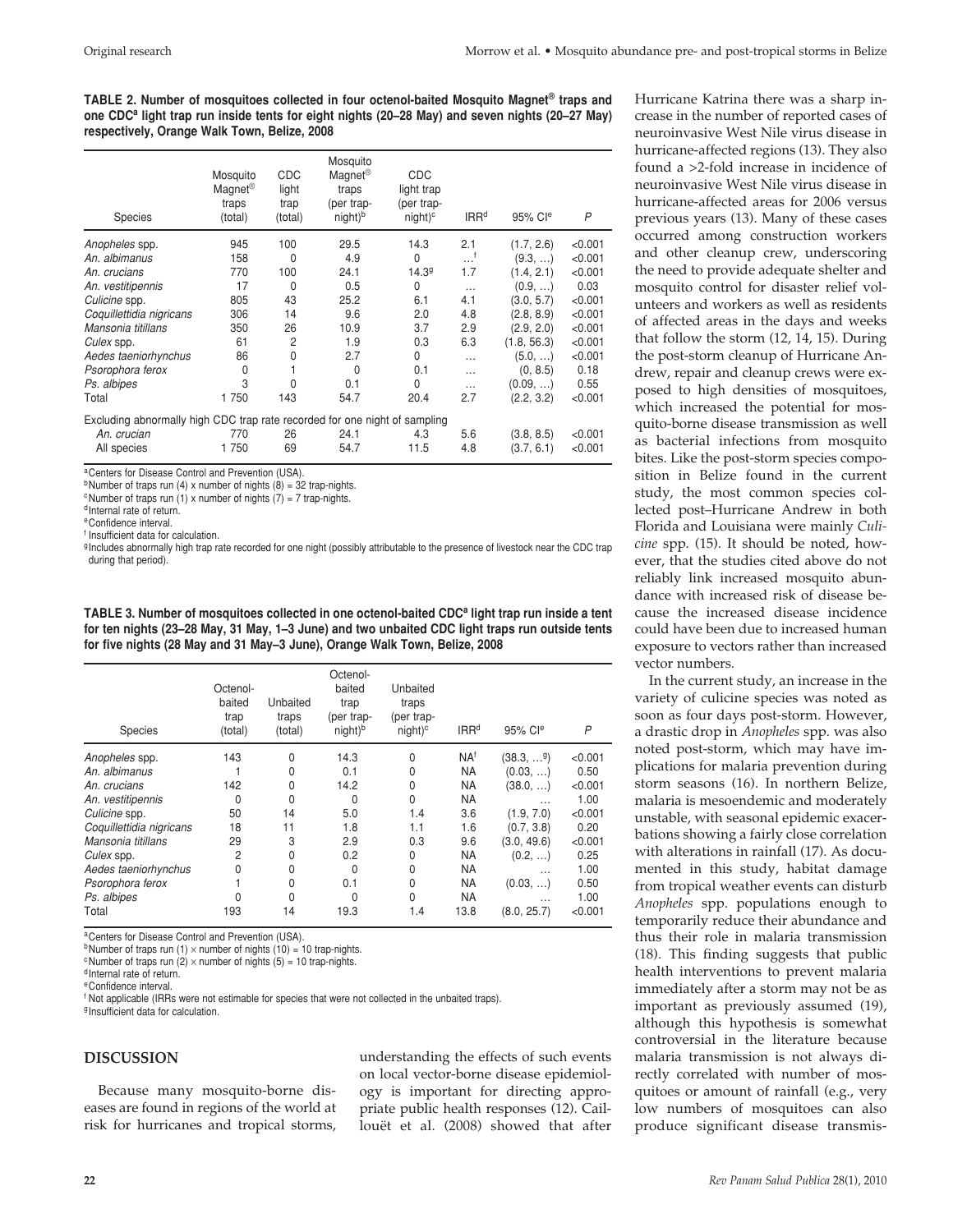**TABLE 2. Number of mosquitoes collected in four octenol-baited Mosquito Magnet® traps and one CDC[a] light trap run inside tents for eight nights (20–28 May) and seven nights (20–27 May) respectively, Orange Walk Town, Belize, 2008**

| Species | Mosquito Magnet® traps (total) | CDC light trap (total) | Mosquito Magnet® traps (per trap-night)[b] | CDC light trap (per trap-night)[c] | IRR[d] | 95% CI[e] | $P$ |
|---|---|---|---|---|---|---|---|
| *Anopheles* spp. | 945 | 100 | 29.5 | 14.3 | 2.1 | (1.7, 2.6) | <0.001 |
| *An. albimanus* | 158 | 0 | 4.9 | 0 | …[f] | (9.3, …) | <0.001 |
| *An. crucians* | 770 | 100 | 24.1 | 14.3[g] | 1.7 | (1.4, 2.1) | <0.001 |
| *An. vestitipennis* | 17 | 0 | 0.5 | 0 | … | (0.9, …) | 0.03 |
| *Culicine* spp. | 805 | 43 | 25.2 | 6.1 | 4.1 | (3.0, 5.7) | <0.001 |
| *Coquillettidia nigricans* | 306 | 14 | 9.6 | 2.0 | 4.8 | (2.8, 8.9) | <0.001 |
| *Mansonia titillans* | 350 | 26 | 10.9 | 3.7 | 2.9 | (2.9, 2.0) | <0.001 |
| *Culex* spp. | 61 | 2 | 1.9 | 0.3 | 6.3 | (1.8, 56.3) | <0.001 |
| *Aedes taeniorhynchus* | 86 | 0 | 2.7 | 0 | … | (5.0, …) | <0.001 |
| *Psorophora ferox* | 0 | 1 | 0 | 0.1 | … | (0, 8.5) | 0.18 |
| *Ps. albipes* | 3 | 0 | 0.1 | 0 | … | (0.09, …) | 0.55 |
| Total | 1 750 | 143 | 54.7 | 20.4 | 2.7 | (2.2, 3.2) | <0.001 |
| Excluding abnormally high CDC trap rate recorded for one night of sampling | | | | | | | |
| *An. crucian* | 770 | 26 | 24.1 | 4.3 | 5.6 | (3.8, 8.5) | <0.001 |
| All species | 1 750 | 69 | 54.7 | 11.5 | 4.8 | (3.7, 6.1) | <0.001 |

[a] Centers for Disease Control and Prevention (USA).
[b] Number of traps run (4) x number of nights (8) = 32 trap-nights.
[c] Number of traps run (1) x number of nights (7) = 7 trap-nights.
[d] Internal rate of return.
[e] Confidence interval.
[f] Insufficient data for calculation.
[g] Includes abnormally high trap rate recorded for one night (possibly attributable to the presence of livestock near the CDC trap during that period).

**TABLE 3. Number of mosquitoes collected in one octenol-baited CDC[a] light trap run inside a tent for ten nights (23–28 May, 31 May, 1–3 June) and two unbaited CDC light traps run outside tents for five nights (28 May and 31 May–3 June), Orange Walk Town, Belize, 2008**

| Species | Octenol-baited trap (total) | Unbaited traps (total) | Octenol-baited trap (per trap-night)[b] | Unbaited traps (per trap-night)[c] | IRR[d] | 95% CI[e] | $P$ |
|---|---|---|---|---|---|---|---|
| *Anopheles* spp. | 143 | 0 | 14.3 | 0 | NA[f] | (38.3, …[g]) | <0.001 |
| *An. albimanus* | 1 | 0 | 0.1 | 0 | NA | (0.03, …) | 0.50 |
| *An. crucians* | 142 | 0 | 14.2 | 0 | NA | (38.0, …) | <0.001 |
| *An. vestitipennis* | 0 | 0 | 0 | 0 | NA | … | 1.00 |
| *Culicine* spp. | 50 | 14 | 5.0 | 1.4 | 3.6 | (1.9, 7.0) | <0.001 |
| *Coquillettidia nigricans* | 18 | 11 | 1.8 | 1.1 | 1.6 | (0.7, 3.8) | 0.20 |
| *Mansonia titillans* | 29 | 3 | 2.9 | 0.3 | 9.6 | (3.0, 49.6) | <0.001 |
| *Culex* spp. | 2 | 0 | 0.2 | 0 | NA | (0.2, …) | 0.25 |
| *Aedes taeniorhynchus* | 0 | 0 | 0 | 0 | NA | … | 1.00 |
| *Psorophora ferox* | 1 | 0 | 0.1 | 0 | NA | (0.03, …) | 0.50 |
| *Ps. albipes* | 0 | 0 | 0 | 0 | NA | … | 1.00 |
| Total | 193 | 14 | 19.3 | 1.4 | 13.8 | (8.0, 25.7) | <0.001 |

[a] Centers for Disease Control and Prevention (USA).
[b] Number of traps run (1) × number of nights (10) = 10 trap-nights.
[c] Number of traps run (2) × number of nights (5) = 10 trap-nights.
[d] Internal rate of return.
[e] Confidence interval.
[f] Not applicable (IRRs were not estimable for species that were not collected in the unbaited traps).
[g] Insufficient data for calculation.

## DISCUSSION

Because many mosquito-borne diseases are found in regions of the world at risk for hurricanes and tropical storms, understanding the effects of such events on local vector-borne disease epidemiology is important for directing appropriate public health responses (12). Caillouët et al. (2008) showed that after Hurricane Katrina there was a sharp increase in the number of reported cases of neuroinvasive West Nile virus disease in hurricane-affected regions (13). They also found a >2-fold increase in incidence of neuroinvasive West Nile virus disease in hurricane-affected areas for 2006 versus previous years (13). Many of these cases occurred among construction workers and other cleanup crew, underscoring the need to provide adequate shelter and mosquito control for disaster relief volunteers and workers as well as residents of affected areas in the days and weeks that follow the storm (12, 14, 15). During the post-storm cleanup of Hurricane Andrew, repair and cleanup crews were exposed to high densities of mosquitoes, which increased the potential for mosquito-borne disease transmission as well as bacterial infections from mosquito bites. Like the post-storm species composition in Belize found in the current study, the most common species collected post–Hurricane Andrew in both Florida and Louisiana were mainly *Culicine* spp. (15). It should be noted, however, that the studies cited above do not reliably link increased mosquito abundance with increased risk of disease because the increased disease incidence could have been due to increased human exposure to vectors rather than increased vector numbers.

In the current study, an increase in the variety of culicine species was noted as soon as four days post-storm. However, a drastic drop in *Anopheles* spp. was also noted post-storm, which may have implications for malaria prevention during storm seasons (16). In northern Belize, malaria is mesoendemic and moderately unstable, with seasonal epidemic exacerbations showing a fairly close correlation with alterations in rainfall (17). As documented in this study, habitat damage from tropical weather events can disturb *Anopheles* spp. populations enough to temporarily reduce their abundance and thus their role in malaria transmission (18). This finding suggests that public health interventions to prevent malaria immediately after a storm may not be as important as previously assumed (19), although this hypothesis is somewhat controversial in the literature because malaria transmission is not always directly correlated with number of mosquitoes or amount of rainfall (e.g., very low numbers of mosquitoes can also produce significant disease transmis-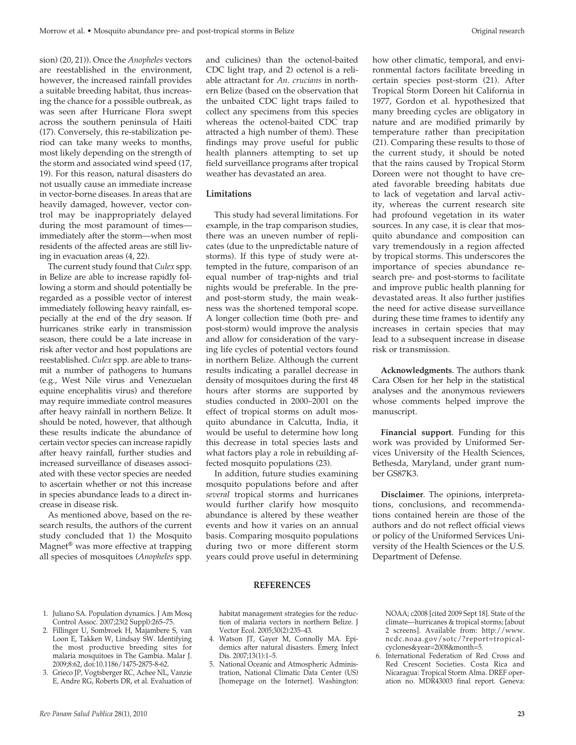sion) (20, 21)). Once the *Anopheles* vectors are reestablished in the environment, however, the increased rainfall provides a suitable breeding habitat, thus increasing the chance for a possible outbreak, as was seen after Hurricane Flora swept across the southern peninsula of Haiti (17). Conversely, this re-stabilization period can take many weeks to months, most likely depending on the strength of the storm and associated wind speed (17, 19). For this reason, natural disasters do not usually cause an immediate increase in vector-borne diseases. In areas that are heavily damaged, however, vector control may be inappropriately delayed during the most paramount of times—immediately after the storm—when most residents of the affected areas are still living in evacuation areas (4, 22).

The current study found that *Culex* spp. in Belize are able to increase rapidly following a storm and should potentially be regarded as a possible vector of interest immediately following heavy rainfall, especially at the end of the dry season. If hurricanes strike early in transmission season, there could be a late increase in risk after vector and host populations are reestablished. *Culex* spp. are able to transmit a number of pathogens to humans (e.g., West Nile virus and Venezuelan equine encephalitis virus) and therefore may require immediate control measures after heavy rainfall in northern Belize. It should be noted, however, that although these results indicate the abundance of certain vector species can increase rapidly after heavy rainfall, further studies and increased surveillance of diseases associated with these vector species are needed to ascertain whether or not this increase in species abundance leads to a direct increase in disease risk.

As mentioned above, based on the research results, the authors of the current study concluded that 1) the Mosquito Magnet® was more effective at trapping all species of mosquitoes (*Anopheles* spp. and culicines) than the octenol-baited CDC light trap, and 2) octenol is a reliable attractant for *An. crucians* in northern Belize (based on the observation that the unbaited CDC light traps failed to collect any specimens from this species whereas the octenol-baited CDC trap attracted a high number of them). These findings may prove useful for public health planners attempting to set up field surveillance programs after tropical weather has devastated an area.

## Limitations

This study had several limitations. For example, in the trap comparison studies, there was an uneven number of replicates (due to the unpredictable nature of storms). If this type of study were attempted in the future, comparison of an equal number of trap-nights and trial nights would be preferable. In the pre- and post-storm study, the main weakness was the shortened temporal scope. A longer collection time (both pre- and post-storm) would improve the analysis and allow for consideration of the varying life cycles of potential vectors found in northern Belize. Although the current results indicating a parallel decrease in density of mosquitoes during the first 48 hours after storms are supported by studies conducted in 2000–2001 on the effect of tropical storms on adult mosquito abundance in Calcutta, India, it would be useful to determine how long this decrease in total species lasts and what factors play a role in rebuilding affected mosquito populations (23).

In addition, future studies examining mosquito populations before and after *several* tropical storms and hurricanes would further clarify how mosquito abundance is altered by these weather events and how it varies on an annual basis. Comparing mosquito populations during two or more different storm years could prove useful in determining how other climatic, temporal, and environmental factors facilitate breeding in certain species post-storm (21). After Tropical Storm Doreen hit California in 1977, Gordon et al. hypothesized that many breeding cycles are obligatory in nature and are modified primarily by temperature rather than precipitation (21). Comparing these results to those of the current study, it should be noted that the rains caused by Tropical Storm Doreen were not thought to have created favorable breeding habitats due to lack of vegetation and larval activity, whereas the current research site had profound vegetation in its water sources. In any case, it is clear that mosquito abundance and composition can vary tremendously in a region affected by tropical storms. This underscores the importance of species abundance research pre- and post-storms to facilitate and improve public health planning for devastated areas. It also further justifies the need for active disease surveillance during these time frames to identify any increases in certain species that may lead to a subsequent increase in disease risk or transmission.

**Acknowledgments**. The authors thank Cara Olsen for her help in the statistical analyses and the anonymous reviewers whose comments helped improve the manuscript.

**Financial support**. Funding for this work was provided by Uniformed Services University of the Health Sciences, Bethesda, Maryland, under grant number GS87K3.

**Disclaimer**. The opinions, interpretations, conclusions, and recommendations contained herein are those of the authors and do not reflect official views or policy of the Uniformed Services University of the Health Sciences or the U.S. Department of Defense.

## REFERENCES

1. Juliano SA. Population dynamics. J Am Mosq Control Assoc. 2007;23(2 Suppl):265–75.
2. Fillinger U, Sombroek H, Majambere S, van Loon E, Takken W, Lindsay SW. Identifying the most productive breeding sites for malaria mosquitoes in The Gambia. Malar J. 2009;8:62, doi:10.1186/1475-2875-8-62.
3. Grieco JP, Vogtsberger RC, Achee NL, Vanzie E, Andre RG, Roberts DR, et al. Evaluation of habitat management strategies for the reduction of malaria vectors in northern Belize. J Vector Ecol. 2005;30(2):235–43.
4. Watson JT, Gayer M, Connolly MA. Epidemics after natural disasters. Emerg Infect Dis. 2007;13(1):1–5.
5. National Oceanic and Atmospheric Administration, National Climatic Data Center (US) [homepage on the Internet]. Washington: NOAA; c2008 [cited 2009 Sept 18]. State of the climate—hurricanes & tropical storms; [about 2 screens]. Available from: http://www.ncdc.noaa.gov/sotc/?report=tropical-cyclones&year=2008&month=5.
6. International Federation of Red Cross and Red Crescent Societies. Costa Rica and Nicaragua: Tropical Storm Alma. DREF operation no. MDR43003 final report. Geneva: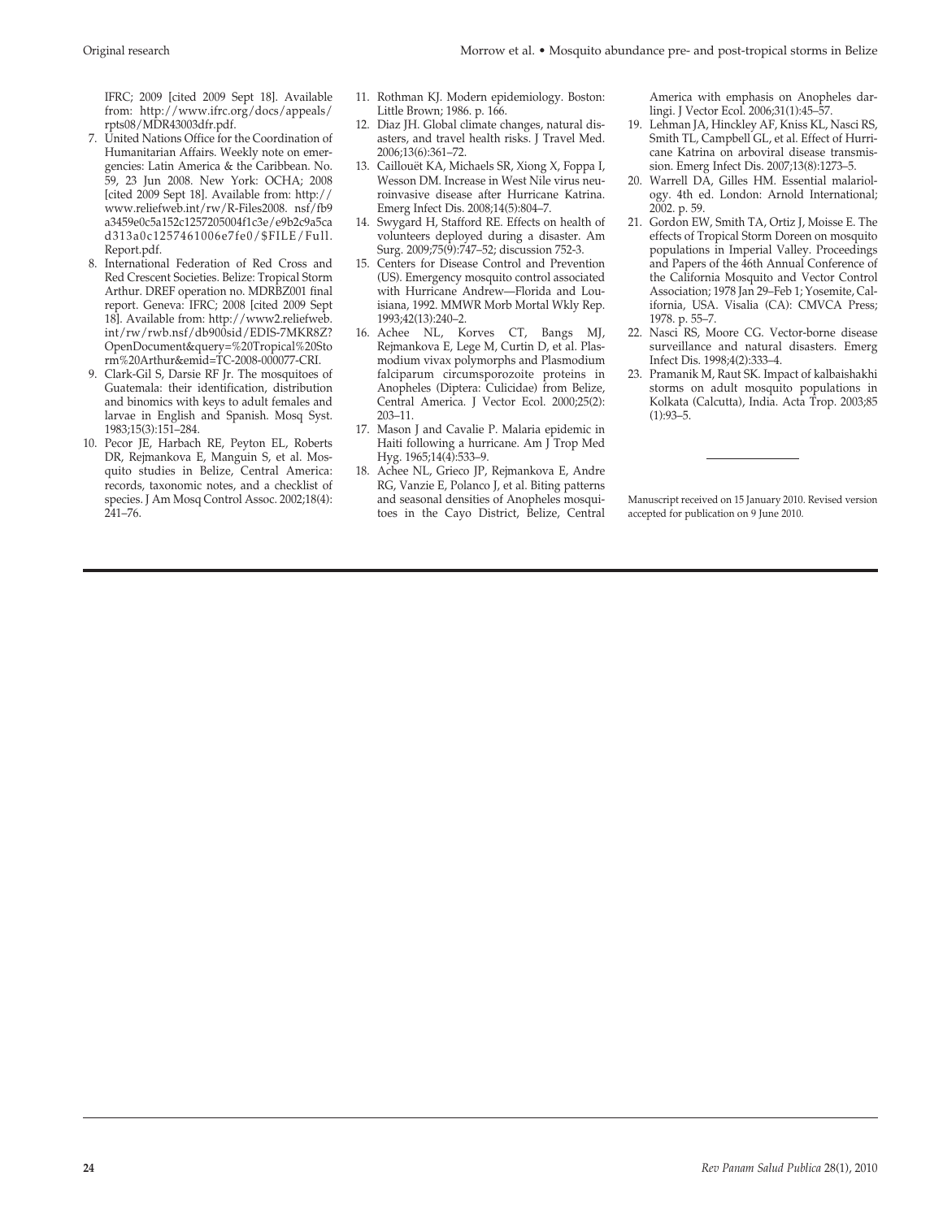IFRC; 2009 [cited 2009 Sept 18]. Available from: http://www.ifrc.org/docs/appeals/rpts08/MDR43003dfr.pdf.

7. United Nations Office for the Coordination of Humanitarian Affairs. Weekly note on emergencies: Latin America & the Caribbean. No. 59, 23 Jun 2008. New York: OCHA; 2008 [cited 2009 Sept 18]. Available from: http://www.reliefweb.int/rw/R-Files2008.nsf/fb9a3459e0c5a152c1257205004f1c3e/e9b2c9a5cad313a0c1257461006e7fe0/$FILE/Full.Report.pdf.
8. International Federation of Red Cross and Red Crescent Societies. Belize: Tropical Storm Arthur. DREF operation no. MDRBZ001 final report. Geneva: IFRC; 2008 [cited 2009 Sept 18]. Available from: http://www2.reliefweb.int/rw/rwb.nsf/db900sid/EDIS-7MKR8Z?OpenDocument&query=%20Tropical%20Storm%20Arthur&emid=TC-2008-000077-CRI.
9. Clark-Gil S, Darsie RF Jr. The mosquitoes of Guatemala: their identification, distribution and binomics with keys to adult females and larvae in English and Spanish. Mosq Syst. 1983;15(3):151–284.
10. Pecor JE, Harbach RE, Peyton EL, Roberts DR, Rejmankova E, Manguin S, et al. Mosquito studies in Belize, Central America: records, taxonomic notes, and a checklist of species. J Am Mosq Control Assoc. 2002;18(4): 241–76.
11. Rothman KJ. Modern epidemiology. Boston: Little Brown; 1986. p. 166.
12. Diaz JH. Global climate changes, natural disasters, and travel health risks. J Travel Med. 2006;13(6):361–72.
13. Caillouët KA, Michaels SR, Xiong X, Foppa I, Wesson DM. Increase in West Nile virus neuroinvasive disease after Hurricane Katrina. Emerg Infect Dis. 2008;14(5):804–7.
14. Swygard H, Stafford RE. Effects on health of volunteers deployed during a disaster. Am Surg. 2009;75(9):747–52; discussion 752-3.
15. Centers for Disease Control and Prevention (US). Emergency mosquito control associated with Hurricane Andrew—Florida and Louisiana, 1992. MMWR Morb Mortal Wkly Rep. 1993;42(13):240–2.
16. Achee NL, Korves CT, Bangs MJ, Rejmankova E, Lege M, Curtin D, et al. Plasmodium vivax polymorphs and Plasmodium falciparum circumsporozoite proteins in Anopheles (Diptera: Culicidae) from Belize, Central America. J Vector Ecol. 2000;25(2): 203–11.
17. Mason J and Cavalie P. Malaria epidemic in Haiti following a hurricane. Am J Trop Med Hyg. 1965;14(4):533–9.
18. Achee NL, Grieco JP, Rejmankova E, Andre RG, Vanzie E, Polanco J, et al. Biting patterns and seasonal densities of Anopheles mosquitoes in the Cayo District, Belize, Central America with emphasis on Anopheles darlingi. J Vector Ecol. 2006;31(1):45–57.
19. Lehman JA, Hinckley AF, Kniss KL, Nasci RS, Smith TL, Campbell GL, et al. Effect of Hurricane Katrina on arboviral disease transmission. Emerg Infect Dis. 2007;13(8):1273–5.
20. Warrell DA, Gilles HM. Essential malariology. 4th ed. London: Arnold International; 2002. p. 59.
21. Gordon EW, Smith TA, Ortiz J, Moisse E. The effects of Tropical Storm Doreen on mosquito populations in Imperial Valley. Proceedings and Papers of the 46th Annual Conference of the California Mosquito and Vector Control Association; 1978 Jan 29–Feb 1; Yosemite, California, USA. Visalia (CA): CMVCA Press; 1978. p. 55–7.
22. Nasci RS, Moore CG. Vector-borne disease surveillance and natural disasters. Emerg Infect Dis. 1998;4(2):333–4.
23. Pramanik M, Raut SK. Impact of kalbaishakhi storms on adult mosquito populations in Kolkata (Calcutta), India. Acta Trop. 2003;85 (1):93–5.

---

Manuscript received on 15 January 2010. Revised version accepted for publication on 9 June 2010.